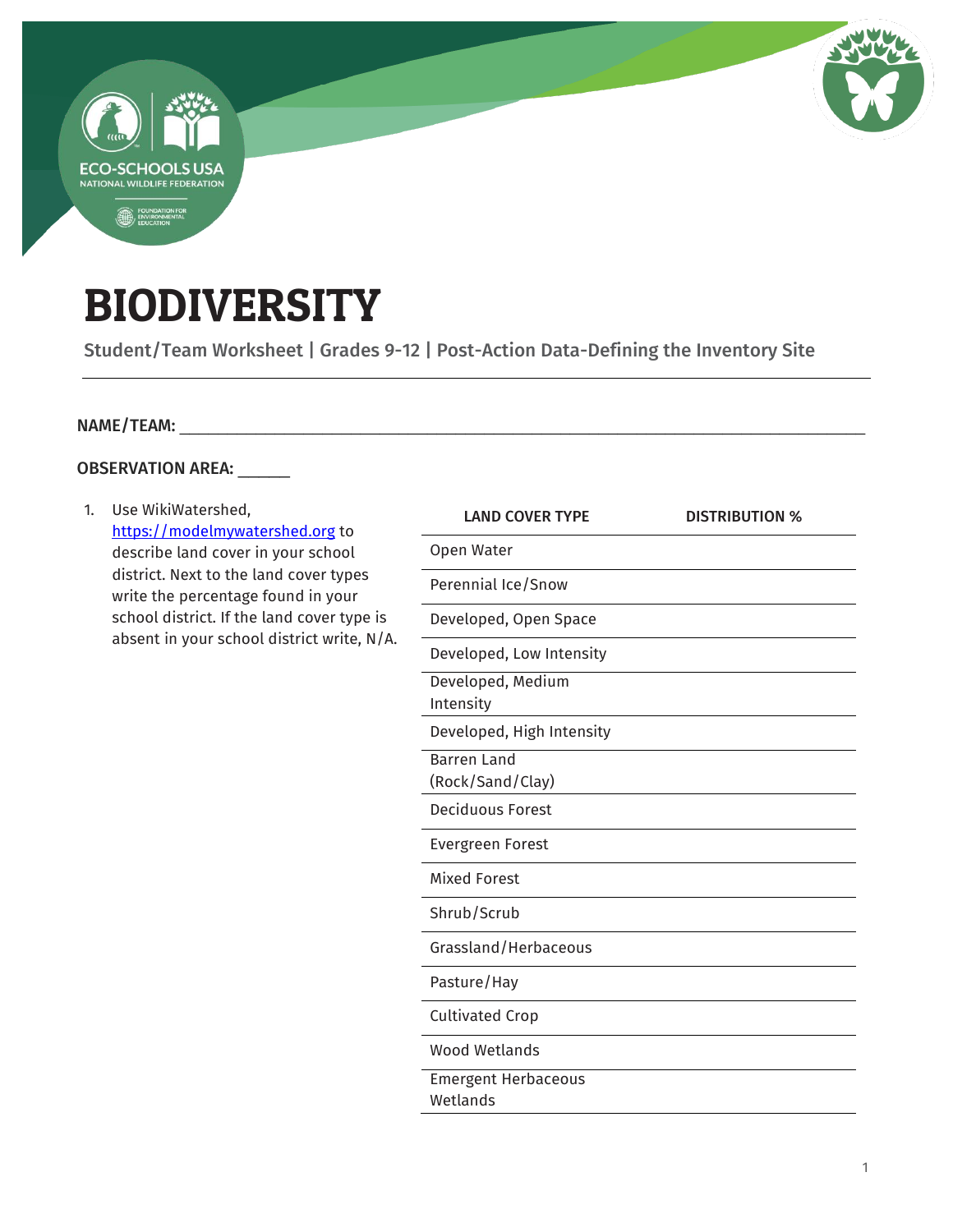# BIODIVERSITY

**Student/Team Worksheet | Grades 9-12 | Post-Action Data-Defining the Inventory Site**

---

**NAME/TEAM:** ______________________________________________________________________________

**OBSERVATION AREA:** ______

1. Use WikiWatershed, [https://modelmywatershed.org](https://modelmywatershed.org) to describe land cover in your school district. Next to the land cover types write the percentage found in your school district. If the land cover type is absent in your school district write, N/A.

| LAND COVER TYPE | DISTRIBUTION % |
|---|---|
| Open Water | |
| Perennial Ice/Snow | |
| Developed, Open Space | |
| Developed, Low Intensity | |
| Developed, Medium Intensity | |
| Developed, High Intensity | |
| Barren Land (Rock/Sand/Clay) | |
| Deciduous Forest | |
| Evergreen Forest | |
| Mixed Forest | |
| Shrub/Scrub | |
| Grassland/Herbaceous | |
| Pasture/Hay | |
| Cultivated Crop | |
| Wood Wetlands | |
| Emergent Herbaceous Wetlands | |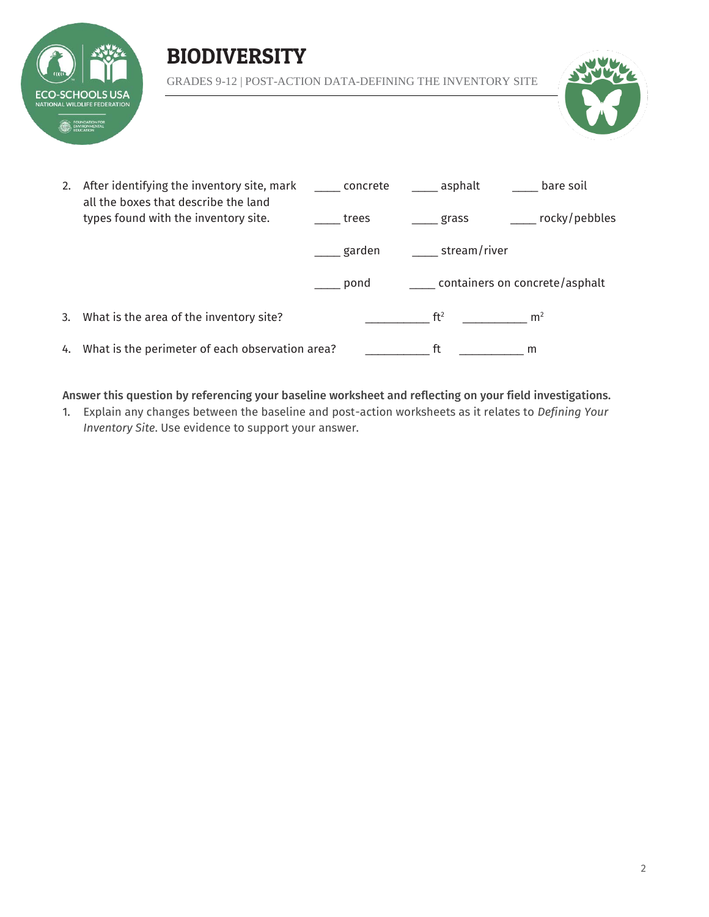# BIODIVERSITY

GRADES 9-12 | POST-ACTION DATA-DEFINING THE INVENTORY SITE

2. After identifying the inventory site, mark all the boxes that describe the land types found with the inventory site.

   ____ concrete ____ asphalt ____ bare soil

   ____ trees ____ grass ____ rocky/pebbles

   ____ garden ____ stream/river

   ____ pond ____ containers on concrete/asphalt

3. What is the area of the inventory site? __________ $ft^2$ __________ $m^2$

4. What is the perimeter of each observation area? __________ ft __________ m

**Answer this question by referencing your baseline worksheet and reflecting on your field investigations.**

1. Explain any changes between the baseline and post-action worksheets as it relates to *Defining Your Inventory Site*. Use evidence to support your answer.